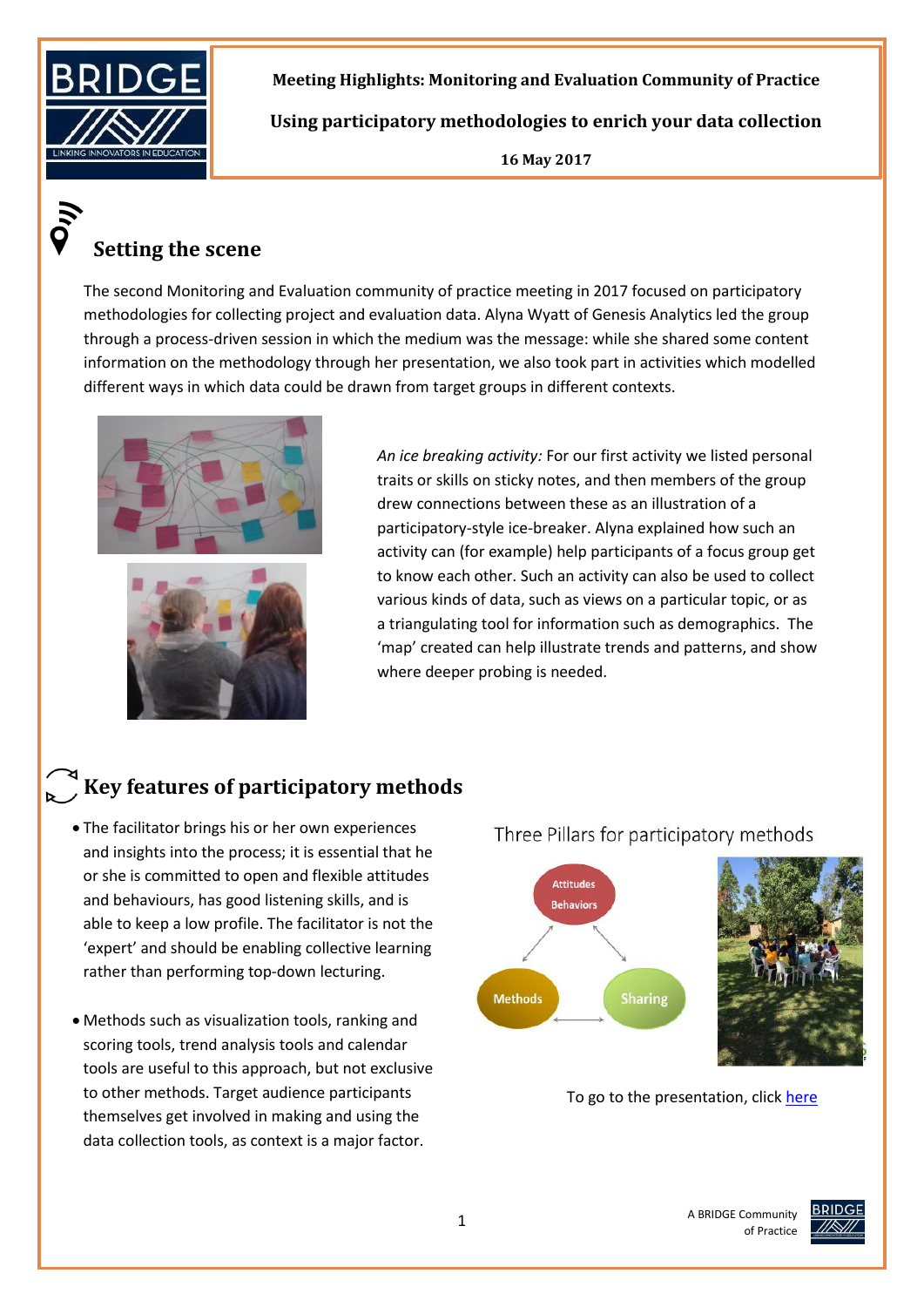**Meeting Highlights: Monitoring and Evaluation Community of Practice**

**Using participatory methodologies to enrich your data collection**

**16 May 2017**

## Setting the scene

The second Monitoring and Evaluation community of practice meeting in 2017 focused on participatory methodologies for collecting project and evaluation data. Alyna Wyatt of Genesis Analytics led the group through a process-driven session in which the medium was the message: while she shared some content information on the methodology through her presentation, we also took part in activities which modelled different ways in which data could be drawn from target groups in different contexts.

*An ice breaking activity:* For our first activity we listed personal traits or skills on sticky notes, and then members of the group drew connections between these as an illustration of a participatory-style ice-breaker. Alyna explained how such an activity can (for example) help participants of a focus group get to know each other. Such an activity can also be used to collect various kinds of data, such as views on a particular topic, or as a triangulating tool for information such as demographics. The 'map' created can help illustrate trends and patterns, and show where deeper probing is needed.

## Key features of participatory methods

- The facilitator brings his or her own experiences and insights into the process; it is essential that he or she is committed to open and flexible attitudes and behaviours, has good listening skills, and is able to keep a low profile. The facilitator is not the 'expert' and should be enabling collective learning rather than performing top-down lecturing.
- Methods such as visualization tools, ranking and scoring tools, trend analysis tools and calendar tools are useful to this approach, but not exclusive to other methods. Target audience participants themselves get involved in making and using the data collection tools, as context is a major factor.

Three Pillars for participatory methods

Attitudes Behaviors

Methods

Sharing

To go to the presentation, click [here]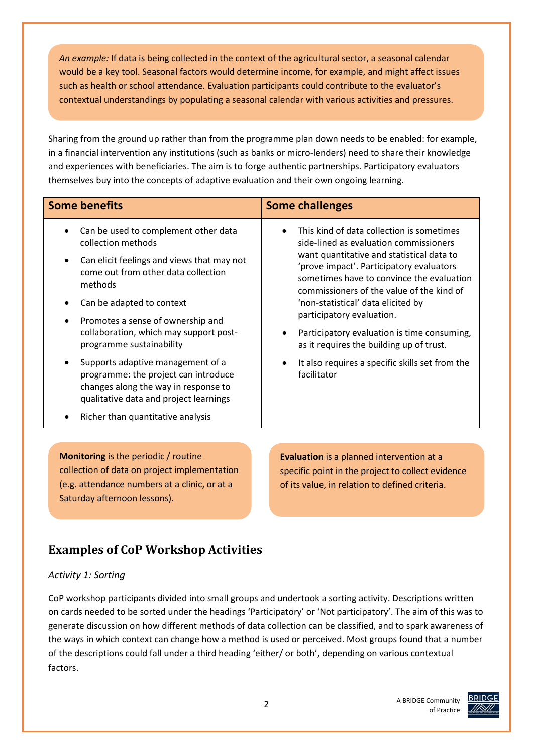*An example:* If data is being collected in the context of the agricultural sector, a seasonal calendar would be a key tool. Seasonal factors would determine income, for example, and might affect issues such as health or school attendance. Evaluation participants could contribute to the evaluator's contextual understandings by populating a seasonal calendar with various activities and pressures.

Sharing from the ground up rather than from the programme plan down needs to be enabled: for example, in a financial intervention any institutions (such as banks or micro-lenders) need to share their knowledge and experiences with beneficiaries. The aim is to forge authentic partnerships. Participatory evaluators themselves buy into the concepts of adaptive evaluation and their own ongoing learning.

| Some benefits | Some challenges |
|---|---|
| • Can be used to complement other data collection methods<br>• Can elicit feelings and views that may not come out from other data collection methods<br>• Can be adapted to context<br>• Promotes a sense of ownership and collaboration, which may support post-programme sustainability<br>• Supports adaptive management of a programme: the project can introduce changes along the way in response to qualitative data and project learnings<br>• Richer than quantitative analysis | • This kind of data collection is sometimes side-lined as evaluation commissioners want quantitative and statistical data to 'prove impact'. Participatory evaluators sometimes have to convince the evaluation commissioners of the value of the kind of 'non-statistical' data elicited by participatory evaluation.<br>• Participatory evaluation is time consuming, as it requires the building up of trust.<br>• It also requires a specific skills set from the facilitator |

**Monitoring** is the periodic / routine collection of data on project implementation (e.g. attendance numbers at a clinic, or at a Saturday afternoon lessons).

**Evaluation** is a planned intervention at a specific point in the project to collect evidence of its value, in relation to defined criteria.

## Examples of CoP Workshop Activities

*Activity 1: Sorting*

CoP workshop participants divided into small groups and undertook a sorting activity. Descriptions written on cards needed to be sorted under the headings 'Participatory' or 'Not participatory'. The aim of this was to generate discussion on how different methods of data collection can be classified, and to spark awareness of the ways in which context can change how a method is used or perceived. Most groups found that a number of the descriptions could fall under a third heading 'either/ or both', depending on various contextual factors.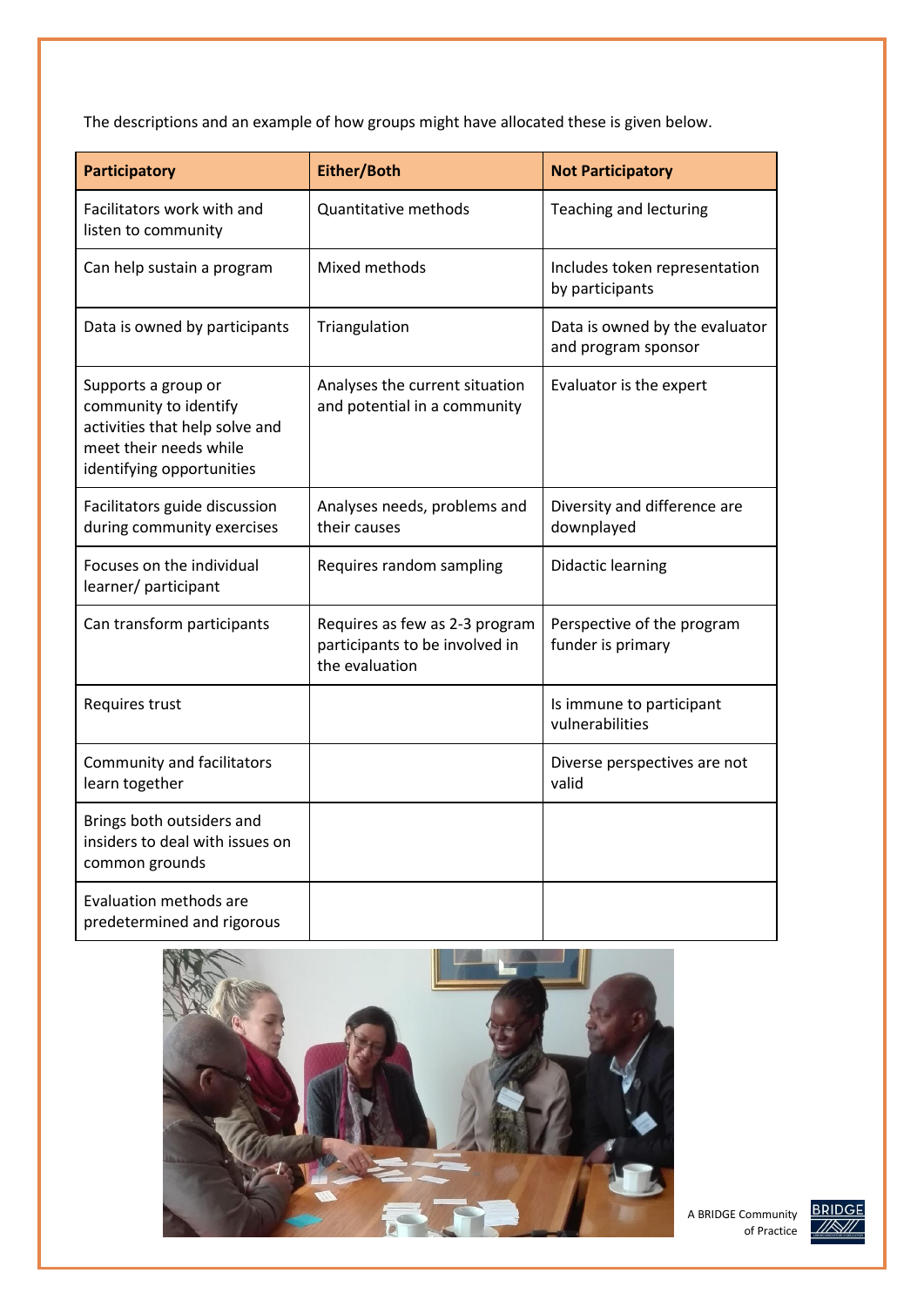The descriptions and an example of how groups might have allocated these is given below.

| Participatory | Either/Both | Not Participatory |
|---|---|---|
| Facilitators work with and listen to community | Quantitative methods | Teaching and lecturing |
| Can help sustain a program | Mixed methods | Includes token representation by participants |
| Data is owned by participants | Triangulation | Data is owned by the evaluator and program sponsor |
| Supports a group or community to identify activities that help solve and meet their needs while identifying opportunities | Analyses the current situation and potential in a community | Evaluator is the expert |
| Facilitators guide discussion during community exercises | Analyses needs, problems and their causes | Diversity and difference are downplayed |
| Focuses on the individual learner/ participant | Requires random sampling | Didactic learning |
| Can transform participants | Requires as few as 2-3 program participants to be involved in the evaluation | Perspective of the program funder is primary |
| Requires trust | | Is immune to participant vulnerabilities |
| Community and facilitators learn together | | Diverse perspectives are not valid |
| Brings both outsiders and insiders to deal with issues on common grounds | | |
| Evaluation methods are predetermined and rigorous | | |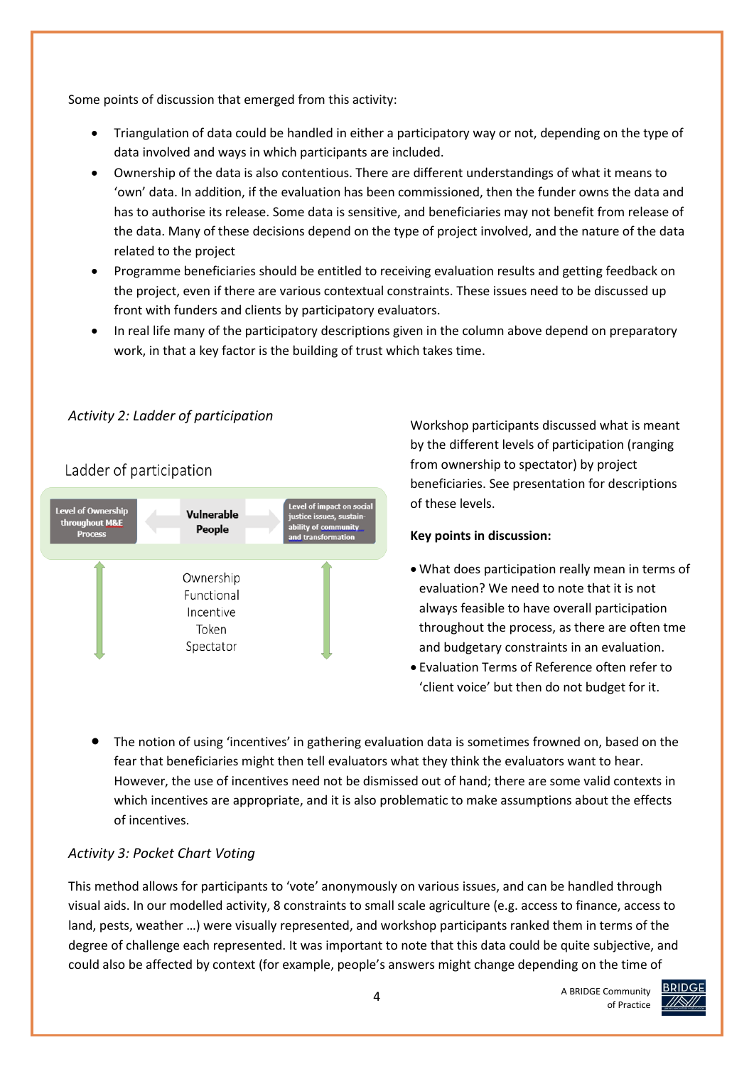Some points of discussion that emerged from this activity:

- Triangulation of data could be handled in either a participatory way or not, depending on the type of data involved and ways in which participants are included.
- Ownership of the data is also contentious. There are different understandings of what it means to 'own' data. In addition, if the evaluation has been commissioned, then the funder owns the data and has to authorise its release. Some data is sensitive, and beneficiaries may not benefit from release of the data. Many of these decisions depend on the type of project involved, and the nature of the data related to the project
- Programme beneficiaries should be entitled to receiving evaluation results and getting feedback on the project, even if there are various contextual constraints. These issues need to be discussed up front with funders and clients by participatory evaluators.
- In real life many of the participatory descriptions given in the column above depend on preparatory work, in that a key factor is the building of trust which takes time.

*Activity 2: Ladder of participation*

Ladder of participation

Level of Ownership throughout M&E Process | Vulnerable People | Level of impact on social justice issues, sustainability of community and transformation

Ownership
Functional
Incentive
Token
Spectator

Workshop participants discussed what is meant by the different levels of participation (ranging from ownership to spectator) by project beneficiaries. See presentation for descriptions of these levels.

**Key points in discussion:**

- What does participation really mean in terms of evaluation? We need to note that it is not always feasible to have overall participation throughout the process, as there are often tme and budgetary constraints in an evaluation.
- Evaluation Terms of Reference often refer to 'client voice' but then do not budget for it.
- The notion of using 'incentives' in gathering evaluation data is sometimes frowned on, based on the fear that beneficiaries might then tell evaluators what they think the evaluators want to hear. However, the use of incentives need not be dismissed out of hand; there are some valid contexts in which incentives are appropriate, and it is also problematic to make assumptions about the effects of incentives.

*Activity 3: Pocket Chart Voting*

This method allows for participants to 'vote' anonymously on various issues, and can be handled through visual aids. In our modelled activity, 8 constraints to small scale agriculture (e.g. access to finance, access to land, pests, weather …) were visually represented, and workshop participants ranked them in terms of the degree of challenge each represented. It was important to note that this data could be quite subjective, and could also be affected by context (for example, people's answers might change depending on the time of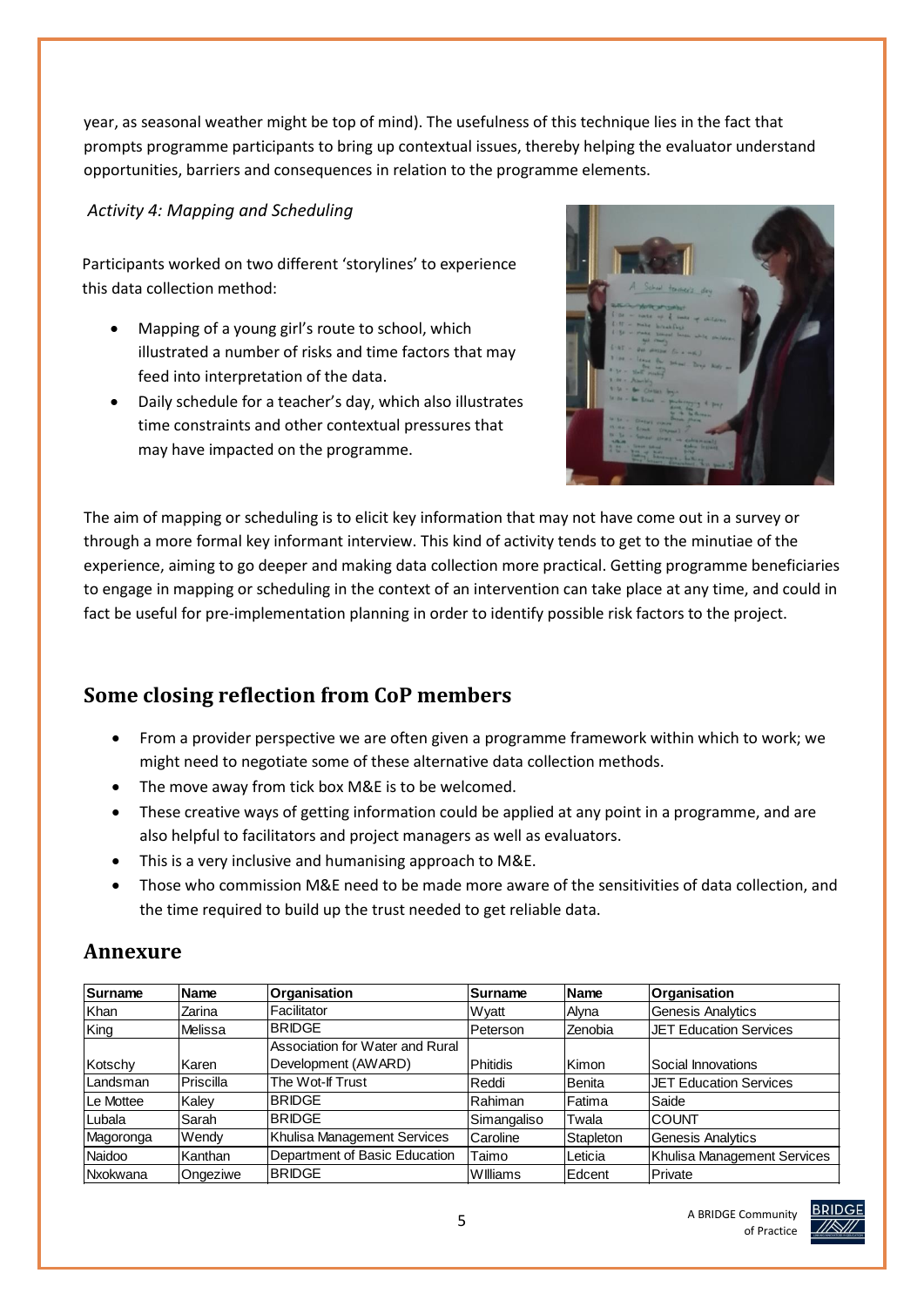year, as seasonal weather might be top of mind). The usefulness of this technique lies in the fact that prompts programme participants to bring up contextual issues, thereby helping the evaluator understand opportunities, barriers and consequences in relation to the programme elements.

*Activity 4: Mapping and Scheduling*

Participants worked on two different 'storylines' to experience this data collection method:

- Mapping of a young girl's route to school, which illustrated a number of risks and time factors that may feed into interpretation of the data.
- Daily schedule for a teacher's day, which also illustrates time constraints and other contextual pressures that may have impacted on the programme.

The aim of mapping or scheduling is to elicit key information that may not have come out in a survey or through a more formal key informant interview. This kind of activity tends to get to the minutiae of the experience, aiming to go deeper and making data collection more practical. Getting programme beneficiaries to engage in mapping or scheduling in the context of an intervention can take place at any time, and could in fact be useful for pre-implementation planning in order to identify possible risk factors to the project.

## Some closing reflection from CoP members

- From a provider perspective we are often given a programme framework within which to work; we might need to negotiate some of these alternative data collection methods.
- The move away from tick box M&E is to be welcomed.
- These creative ways of getting information could be applied at any point in a programme, and are also helpful to facilitators and project managers as well as evaluators.
- This is a very inclusive and humanising approach to M&E.
- Those who commission M&E need to be made more aware of the sensitivities of data collection, and the time required to build up the trust needed to get reliable data.

## Annexure

| Surname | Name | Organisation | Surname | Name | Organisation |
|---|---|---|---|---|---|
| Khan | Zarina | Facilitator | Wyatt | Alyna | Genesis Analytics |
| King | Melissa | BRIDGE | Peterson | Zenobia | JET Education Services |
| Kotschy | Karen | Association for Water and Rural Development (AWARD) | Phitidis | Kimon | Social Innovations |
| Landsman | Priscilla | The Wot-If Trust | Reddi | Benita | JET Education Services |
| Le Mottee | Kaley | BRIDGE | Rahiman | Fatima | Saide |
| Lubala | Sarah | BRIDGE | Simangaliso | Twala | COUNT |
| Magoronga | Wendy | Khulisa Management Services | Caroline | Stapleton | Genesis Analytics |
| Naidoo | Kanthan | Department of Basic Education | Taimo | Leticia | Khulisa Management Services |
| Nxokwana | Ongeziwe | BRIDGE | WIlliams | Edcent | Private |